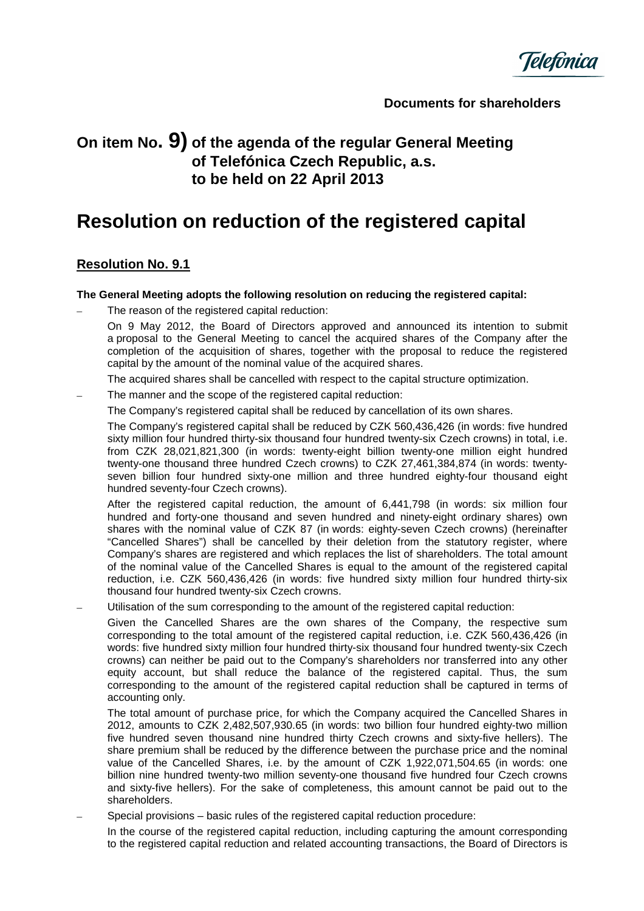**Documents for shareholders**

## On item No. 9) of the agenda of the regular General Meeting of Telefónica Czech Republic, a.s. to be held on 22 April 2013

# Resolution on reduction of the registered capital

## Resolution No. 9.1

**The General Meeting adopts the following resolution on reducing the registered capital:**

- The reason of the registered capital reduction:

  On 9 May 2012, the Board of Directors approved and announced its intention to submit a proposal to the General Meeting to cancel the acquired shares of the Company after the completion of the acquisition of shares, together with the proposal to reduce the registered capital by the amount of the nominal value of the acquired shares.

  The acquired shares shall be cancelled with respect to the capital structure optimization.

- The manner and the scope of the registered capital reduction:

  The Company's registered capital shall be reduced by cancellation of its own shares.

  The Company's registered capital shall be reduced by CZK 560,436,426 (in words: five hundred sixty million four hundred thirty-six thousand four hundred twenty-six Czech crowns) in total, i.e. from CZK 28,021,821,300 (in words: twenty-eight billion twenty-one million eight hundred twenty-one thousand three hundred Czech crowns) to CZK 27,461,384,874 (in words: twenty-seven billion four hundred sixty-one million and three hundred eighty-four thousand eight hundred seventy-four Czech crowns).

  After the registered capital reduction, the amount of 6,441,798 (in words: six million four hundred and forty-one thousand and seven hundred and ninety-eight ordinary shares) own shares with the nominal value of CZK 87 (in words: eighty-seven Czech crowns) (hereinafter "Cancelled Shares") shall be cancelled by their deletion from the statutory register, where Company's shares are registered and which replaces the list of shareholders. The total amount of the nominal value of the Cancelled Shares is equal to the amount of the registered capital reduction, i.e. CZK 560,436,426 (in words: five hundred sixty million four hundred thirty-six thousand four hundred twenty-six Czech crowns.

- Utilisation of the sum corresponding to the amount of the registered capital reduction:

  Given the Cancelled Shares are the own shares of the Company, the respective sum corresponding to the total amount of the registered capital reduction, i.e. CZK 560,436,426 (in words: five hundred sixty million four hundred thirty-six thousand four hundred twenty-six Czech crowns) can neither be paid out to the Company's shareholders nor transferred into any other equity account, but shall reduce the balance of the registered capital. Thus, the sum corresponding to the amount of the registered capital reduction shall be captured in terms of accounting only.

  The total amount of purchase price, for which the Company acquired the Cancelled Shares in 2012, amounts to CZK 2,482,507,930.65 (in words: two billion four hundred eighty-two million five hundred seven thousand nine hundred thirty Czech crowns and sixty-five hellers). The share premium shall be reduced by the difference between the purchase price and the nominal value of the Cancelled Shares, i.e. by the amount of CZK 1,922,071,504.65 (in words: one billion nine hundred twenty-two million seventy-one thousand five hundred four Czech crowns and sixty-five hellers). For the sake of completeness, this amount cannot be paid out to the shareholders.

- Special provisions – basic rules of the registered capital reduction procedure:

  In the course of the registered capital reduction, including capturing the amount corresponding to the registered capital reduction and related accounting transactions, the Board of Directors is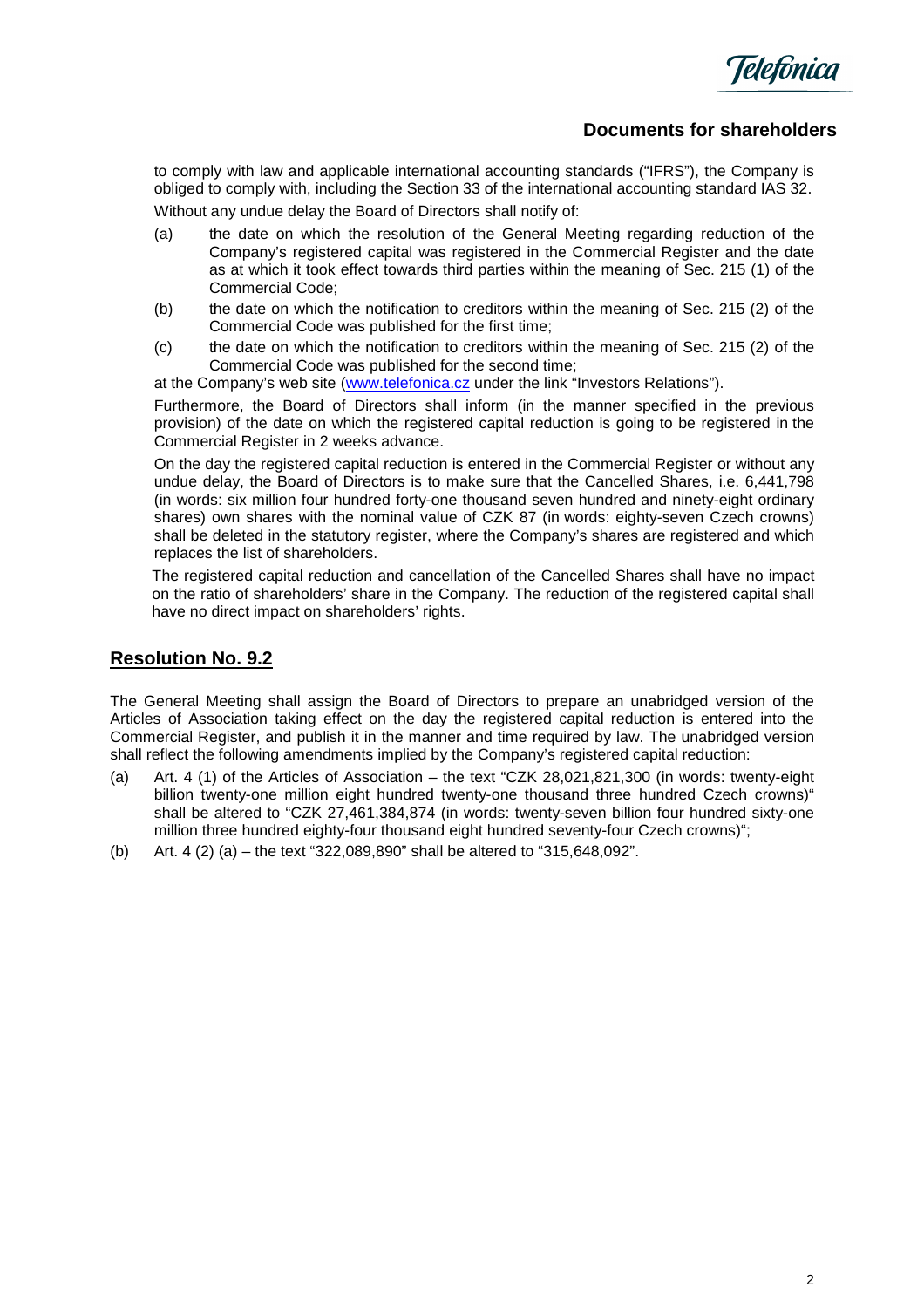to comply with law and applicable international accounting standards ("IFRS"), the Company is obliged to comply with, including the Section 33 of the international accounting standard IAS 32.

Without any undue delay the Board of Directors shall notify of:

(a) the date on which the resolution of the General Meeting regarding reduction of the Company's registered capital was registered in the Commercial Register and the date as at which it took effect towards third parties within the meaning of Sec. 215 (1) of the Commercial Code;

(b) the date on which the notification to creditors within the meaning of Sec. 215 (2) of the Commercial Code was published for the first time;

(c) the date on which the notification to creditors within the meaning of Sec. 215 (2) of the Commercial Code was published for the second time;

at the Company's web site (www.telefonica.cz under the link "Investors Relations").

Furthermore, the Board of Directors shall inform (in the manner specified in the previous provision) of the date on which the registered capital reduction is going to be registered in the Commercial Register in 2 weeks advance.

On the day the registered capital reduction is entered in the Commercial Register or without any undue delay, the Board of Directors is to make sure that the Cancelled Shares, i.e. 6,441,798 (in words: six million four hundred forty-one thousand seven hundred and ninety-eight ordinary shares) own shares with the nominal value of CZK 87 (in words: eighty-seven Czech crowns) shall be deleted in the statutory register, where the Company's shares are registered and which replaces the list of shareholders.

The registered capital reduction and cancellation of the Cancelled Shares shall have no impact on the ratio of shareholders' share in the Company. The reduction of the registered capital shall have no direct impact on shareholders' rights.

## Resolution No. 9.2

The General Meeting shall assign the Board of Directors to prepare an unabridged version of the Articles of Association taking effect on the day the registered capital reduction is entered into the Commercial Register, and publish it in the manner and time required by law. The unabridged version shall reflect the following amendments implied by the Company's registered capital reduction:

(a) Art. 4 (1) of the Articles of Association – the text "CZK 28,021,821,300 (in words: twenty-eight billion twenty-one million eight hundred twenty-one thousand three hundred Czech crowns)" shall be altered to "CZK 27,461,384,874 (in words: twenty-seven billion four hundred sixty-one million three hundred eighty-four thousand eight hundred seventy-four Czech crowns)";

(b) Art. 4 (2) (a) – the text "322,089,890" shall be altered to "315,648,092".